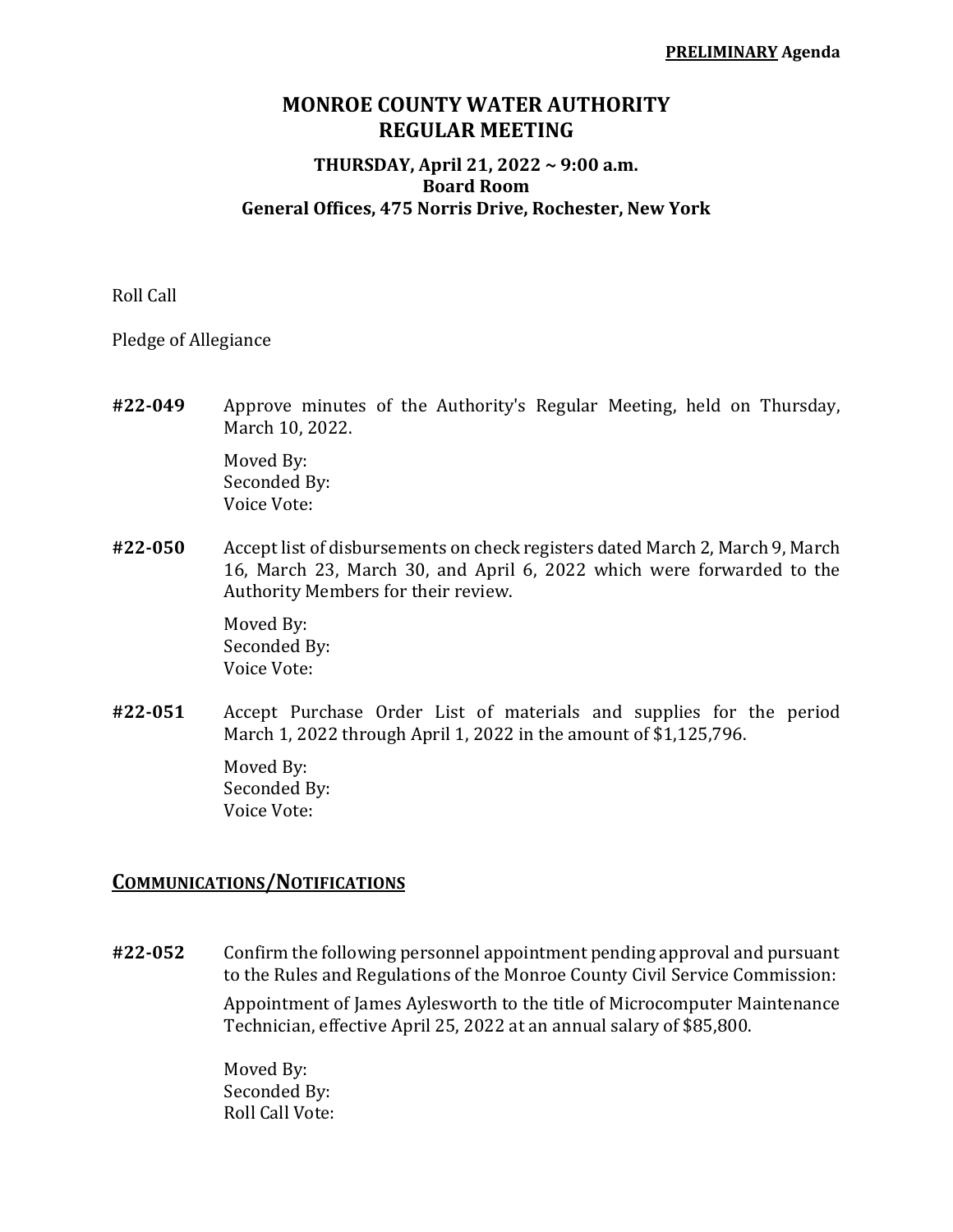**PRELIMINARY Agenda**

# MONROE COUNTY WATER AUTHORITY
# REGULAR MEETING

### THURSDAY, April 21, 2022 ~ 9:00 a.m.
### Board Room
### General Offices, 475 Norris Drive, Rochester, New York

Roll Call

Pledge of Allegiance

**#22-049** Approve minutes of the Authority's Regular Meeting, held on Thursday, March 10, 2022.

Moved By:
Seconded By:
Voice Vote:

**#22-050** Accept list of disbursements on check registers dated March 2, March 9, March 16, March 23, March 30, and April 6, 2022 which were forwarded to the Authority Members for their review.

Moved By:
Seconded By:
Voice Vote:

**#22-051** Accept Purchase Order List of materials and supplies for the period March 1, 2022 through April 1, 2022 in the amount of $1,125,796.

Moved By:
Seconded By:
Voice Vote:

## COMMUNICATIONS/NOTIFICATIONS

**#22-052** Confirm the following personnel appointment pending approval and pursuant to the Rules and Regulations of the Monroe County Civil Service Commission:

Appointment of James Aylesworth to the title of Microcomputer Maintenance Technician, effective April 25, 2022 at an annual salary of $85,800.

Moved By:
Seconded By:
Roll Call Vote: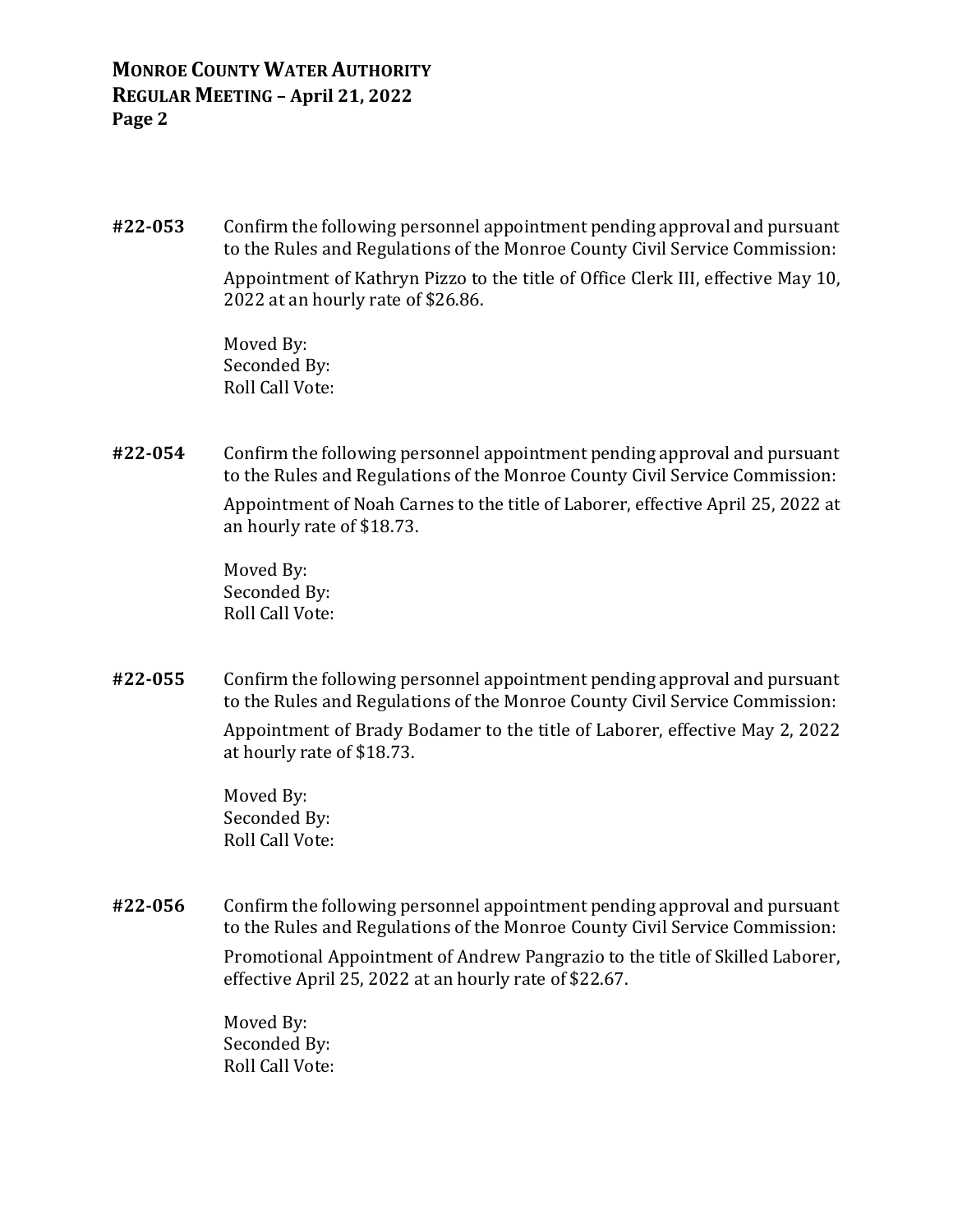**#22-053** Confirm the following personnel appointment pending approval and pursuant to the Rules and Regulations of the Monroe County Civil Service Commission:

Appointment of Kathryn Pizzo to the title of Office Clerk III, effective May 10, 2022 at an hourly rate of $26.86.

Moved By:
Seconded By:
Roll Call Vote:

**#22-054** Confirm the following personnel appointment pending approval and pursuant to the Rules and Regulations of the Monroe County Civil Service Commission:

Appointment of Noah Carnes to the title of Laborer, effective April 25, 2022 at an hourly rate of $18.73.

Moved By:
Seconded By:
Roll Call Vote:

**#22-055** Confirm the following personnel appointment pending approval and pursuant to the Rules and Regulations of the Monroe County Civil Service Commission:

Appointment of Brady Bodamer to the title of Laborer, effective May 2, 2022 at hourly rate of $18.73.

Moved By:
Seconded By:
Roll Call Vote:

**#22-056** Confirm the following personnel appointment pending approval and pursuant to the Rules and Regulations of the Monroe County Civil Service Commission:

Promotional Appointment of Andrew Pangrazio to the title of Skilled Laborer, effective April 25, 2022 at an hourly rate of $22.67.

Moved By:
Seconded By:
Roll Call Vote: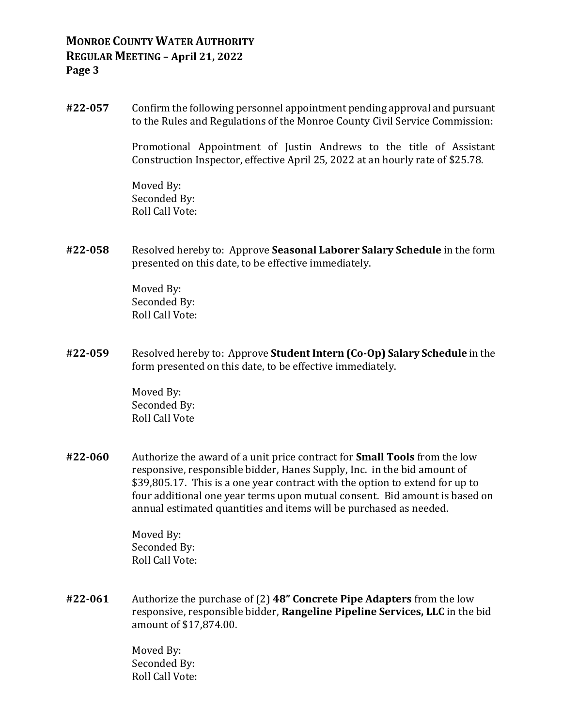**#22-057** Confirm the following personnel appointment pending approval and pursuant to the Rules and Regulations of the Monroe County Civil Service Commission:

Promotional Appointment of Justin Andrews to the title of Assistant Construction Inspector, effective April 25, 2022 at an hourly rate of $25.78.

Moved By:
Seconded By:
Roll Call Vote:

**#22-058** Resolved hereby to: Approve **Seasonal Laborer Salary Schedule** in the form presented on this date, to be effective immediately.

Moved By:
Seconded By:
Roll Call Vote:

**#22-059** Resolved hereby to: Approve **Student Intern (Co-Op) Salary Schedule** in the form presented on this date, to be effective immediately.

Moved By:
Seconded By:
Roll Call Vote

**#22-060** Authorize the award of a unit price contract for **Small Tools** from the low responsive, responsible bidder, Hanes Supply, Inc. in the bid amount of $39,805.17. This is a one year contract with the option to extend for up to four additional one year terms upon mutual consent. Bid amount is based on annual estimated quantities and items will be purchased as needed.

Moved By:
Seconded By:
Roll Call Vote:

**#22-061** Authorize the purchase of (2) **48" Concrete Pipe Adapters** from the low responsive, responsible bidder, **Rangeline Pipeline Services, LLC** in the bid amount of $17,874.00.

Moved By:
Seconded By:
Roll Call Vote: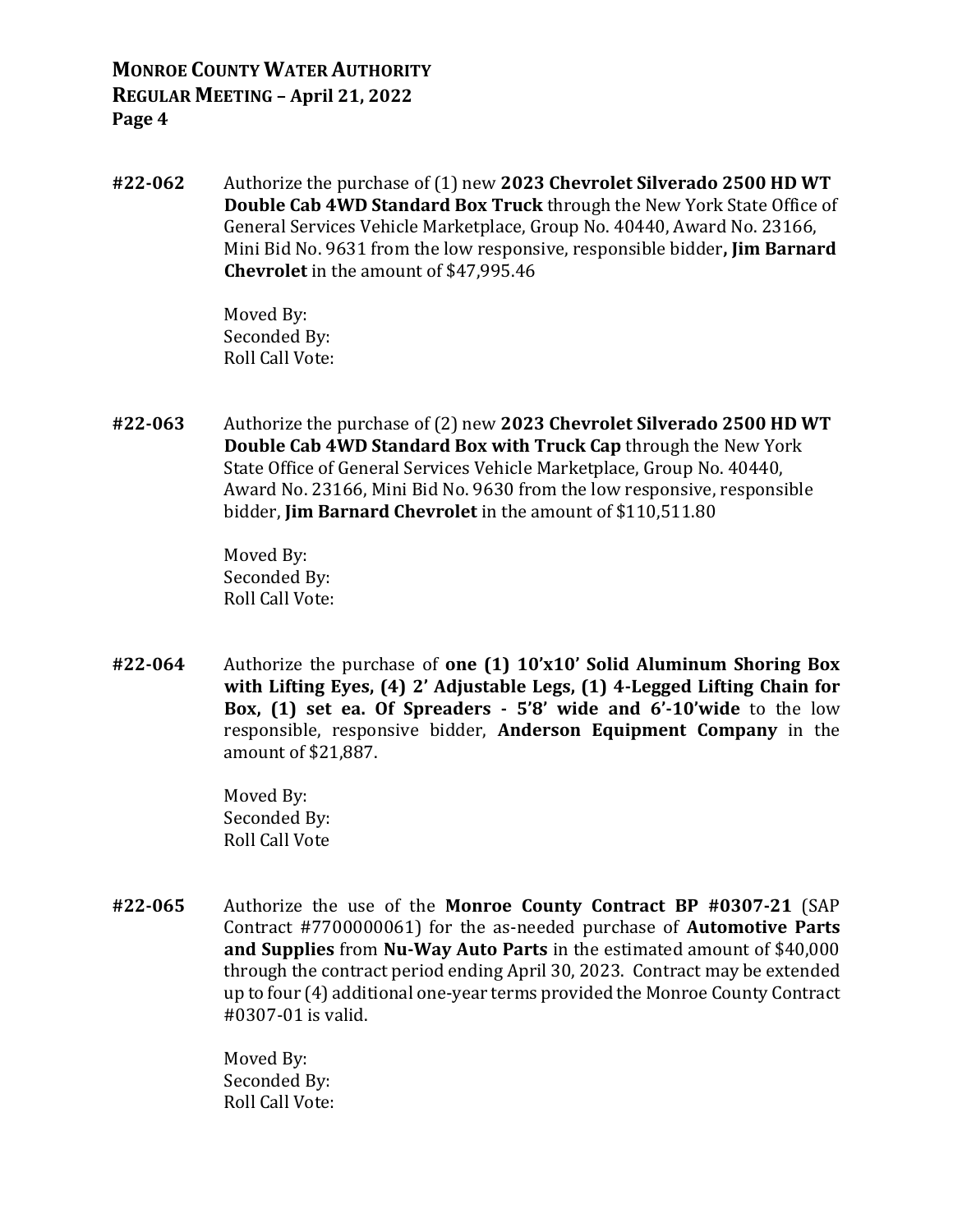**#22-062** Authorize the purchase of (1) new **2023 Chevrolet Silverado 2500 HD WT Double Cab 4WD Standard Box Truck** through the New York State Office of General Services Vehicle Marketplace, Group No. 40440, Award No. 23166, Mini Bid No. 9631 from the low responsive, responsible bidder**, Jim Barnard Chevrolet** in the amount of $47,995.46

Moved By:
Seconded By:
Roll Call Vote:

**#22-063** Authorize the purchase of (2) new **2023 Chevrolet Silverado 2500 HD WT Double Cab 4WD Standard Box with Truck Cap** through the New York State Office of General Services Vehicle Marketplace, Group No. 40440, Award No. 23166, Mini Bid No. 9630 from the low responsive, responsible bidder, **Jim Barnard Chevrolet** in the amount of $110,511.80

Moved By:
Seconded By:
Roll Call Vote:

**#22-064** Authorize the purchase of **one (1) 10'x10' Solid Aluminum Shoring Box with Lifting Eyes, (4) 2' Adjustable Legs, (1) 4-Legged Lifting Chain for Box, (1) set ea. Of Spreaders - 5'8' wide and 6'-10'wide** to the low responsible, responsive bidder, **Anderson Equipment Company** in the amount of $21,887.

Moved By:
Seconded By:
Roll Call Vote

**#22-065** Authorize the use of the **Monroe County Contract BP #0307-21** (SAP Contract #7700000061) for the as-needed purchase of **Automotive Parts and Supplies** from **Nu-Way Auto Parts** in the estimated amount of $40,000 through the contract period ending April 30, 2023. Contract may be extended up to four (4) additional one-year terms provided the Monroe County Contract #0307-01 is valid.

Moved By:
Seconded By:
Roll Call Vote: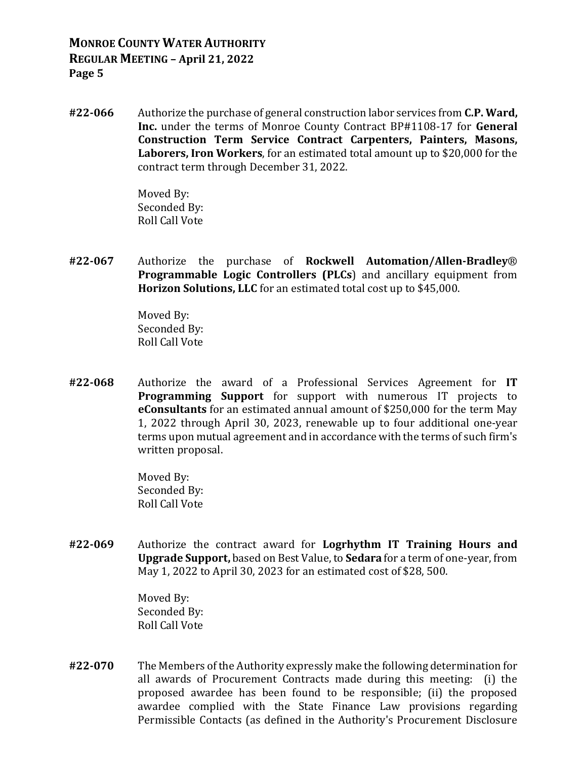**#22-066** Authorize the purchase of general construction labor services from **C.P. Ward, Inc.** under the terms of Monroe County Contract BP#1108-17 for **General Construction Term Service Contract Carpenters, Painters, Masons, Laborers, Iron Workers**, for an estimated total amount up to $20,000 for the contract term through December 31, 2022.

Moved By:
Seconded By:
Roll Call Vote

**#22-067** Authorize the purchase of **Rockwell Automation/Allen-Bradley® Programmable Logic Controllers (PLCs**) and ancillary equipment from **Horizon Solutions, LLC** for an estimated total cost up to $45,000.

Moved By:
Seconded By:
Roll Call Vote

**#22-068** Authorize the award of a Professional Services Agreement for **IT Programming Support** for support with numerous IT projects to **eConsultants** for an estimated annual amount of $250,000 for the term May 1, 2022 through April 30, 2023, renewable up to four additional one-year terms upon mutual agreement and in accordance with the terms of such firm's written proposal.

Moved By:
Seconded By:
Roll Call Vote

**#22-069** Authorize the contract award for **Logrhythm IT Training Hours and Upgrade Support,** based on Best Value, to **Sedara** for a term of one-year, from May 1, 2022 to April 30, 2023 for an estimated cost of $28, 500.

Moved By:
Seconded By:
Roll Call Vote

**#22-070** The Members of the Authority expressly make the following determination for all awards of Procurement Contracts made during this meeting: (i) the proposed awardee has been found to be responsible; (ii) the proposed awardee complied with the State Finance Law provisions regarding Permissible Contacts (as defined in the Authority's Procurement Disclosure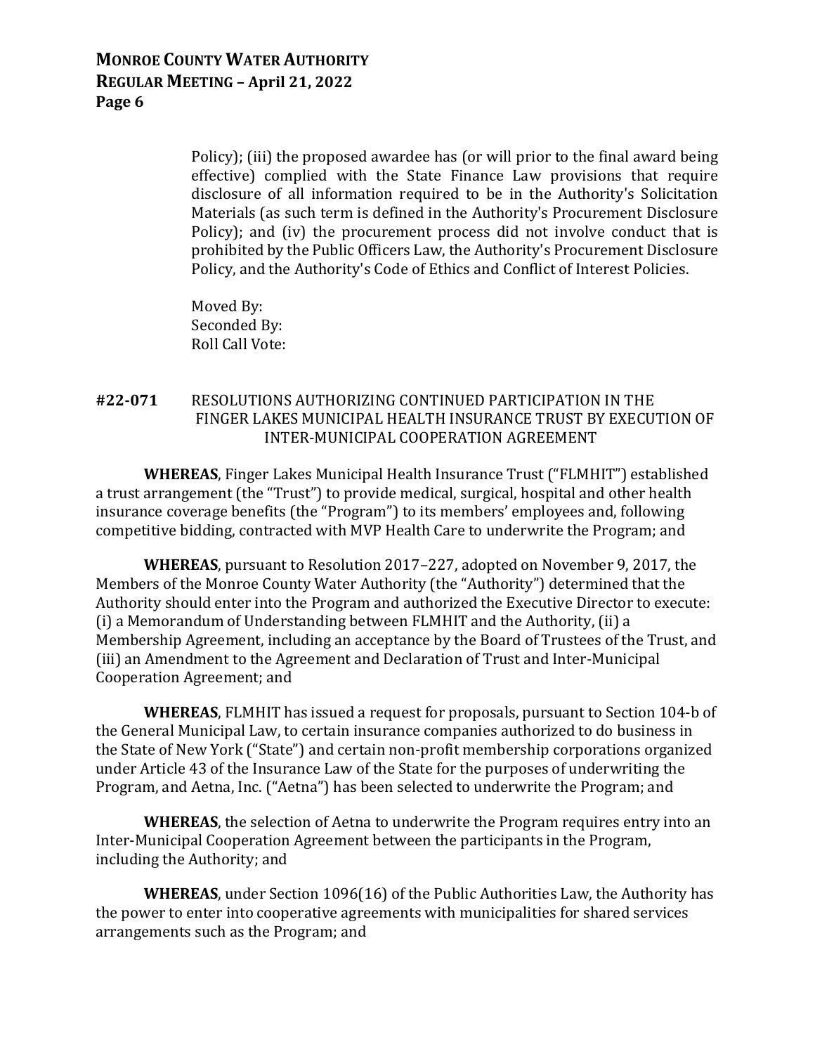Policy); (iii) the proposed awardee has (or will prior to the final award being effective) complied with the State Finance Law provisions that require disclosure of all information required to be in the Authority's Solicitation Materials (as such term is defined in the Authority's Procurement Disclosure Policy); and (iv) the procurement process did not involve conduct that is prohibited by the Public Officers Law, the Authority's Procurement Disclosure Policy, and the Authority's Code of Ethics and Conflict of Interest Policies.

Moved By:
Seconded By:
Roll Call Vote:

**#22-071** RESOLUTIONS AUTHORIZING CONTINUED PARTICIPATION IN THE FINGER LAKES MUNICIPAL HEALTH INSURANCE TRUST BY EXECUTION OF INTER-MUNICIPAL COOPERATION AGREEMENT

**WHEREAS**, Finger Lakes Municipal Health Insurance Trust ("FLMHIT") established a trust arrangement (the "Trust") to provide medical, surgical, hospital and other health insurance coverage benefits (the "Program") to its members' employees and, following competitive bidding, contracted with MVP Health Care to underwrite the Program; and

**WHEREAS**, pursuant to Resolution 2017–227, adopted on November 9, 2017, the Members of the Monroe County Water Authority (the "Authority") determined that the Authority should enter into the Program and authorized the Executive Director to execute: (i) a Memorandum of Understanding between FLMHIT and the Authority, (ii) a Membership Agreement, including an acceptance by the Board of Trustees of the Trust, and (iii) an Amendment to the Agreement and Declaration of Trust and Inter-Municipal Cooperation Agreement; and

**WHEREAS**, FLMHIT has issued a request for proposals, pursuant to Section 104-b of the General Municipal Law, to certain insurance companies authorized to do business in the State of New York ("State") and certain non-profit membership corporations organized under Article 43 of the Insurance Law of the State for the purposes of underwriting the Program, and Aetna, Inc. ("Aetna") has been selected to underwrite the Program; and

**WHEREAS**, the selection of Aetna to underwrite the Program requires entry into an Inter-Municipal Cooperation Agreement between the participants in the Program, including the Authority; and

**WHEREAS**, under Section 1096(16) of the Public Authorities Law, the Authority has the power to enter into cooperative agreements with municipalities for shared services arrangements such as the Program; and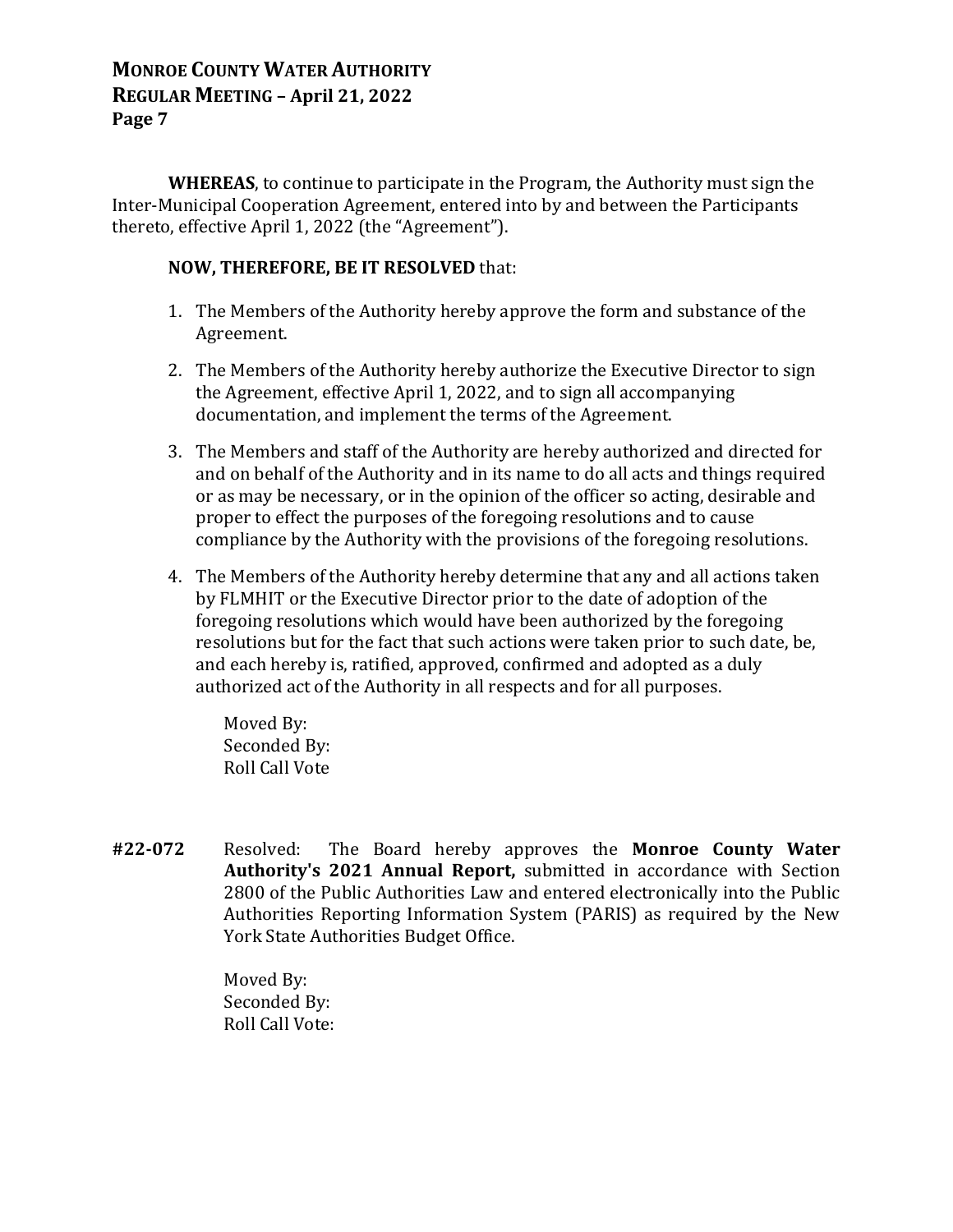**WHEREAS**, to continue to participate in the Program, the Authority must sign the Inter-Municipal Cooperation Agreement, entered into by and between the Participants thereto, effective April 1, 2022 (the "Agreement").

**NOW, THEREFORE, BE IT RESOLVED** that:

1. The Members of the Authority hereby approve the form and substance of the Agreement.
2. The Members of the Authority hereby authorize the Executive Director to sign the Agreement, effective April 1, 2022, and to sign all accompanying documentation, and implement the terms of the Agreement.
3. The Members and staff of the Authority are hereby authorized and directed for and on behalf of the Authority and in its name to do all acts and things required or as may be necessary, or in the opinion of the officer so acting, desirable and proper to effect the purposes of the foregoing resolutions and to cause compliance by the Authority with the provisions of the foregoing resolutions.
4. The Members of the Authority hereby determine that any and all actions taken by FLMHIT or the Executive Director prior to the date of adoption of the foregoing resolutions which would have been authorized by the foregoing resolutions but for the fact that such actions were taken prior to such date, be, and each hereby is, ratified, approved, confirmed and adopted as a duly authorized act of the Authority in all respects and for all purposes.

Moved By:
Seconded By:
Roll Call Vote

**#22-072** Resolved: The Board hereby approves the **Monroe County Water Authority's 2021 Annual Report,** submitted in accordance with Section 2800 of the Public Authorities Law and entered electronically into the Public Authorities Reporting Information System (PARIS) as required by the New York State Authorities Budget Office.

Moved By:
Seconded By:
Roll Call Vote: